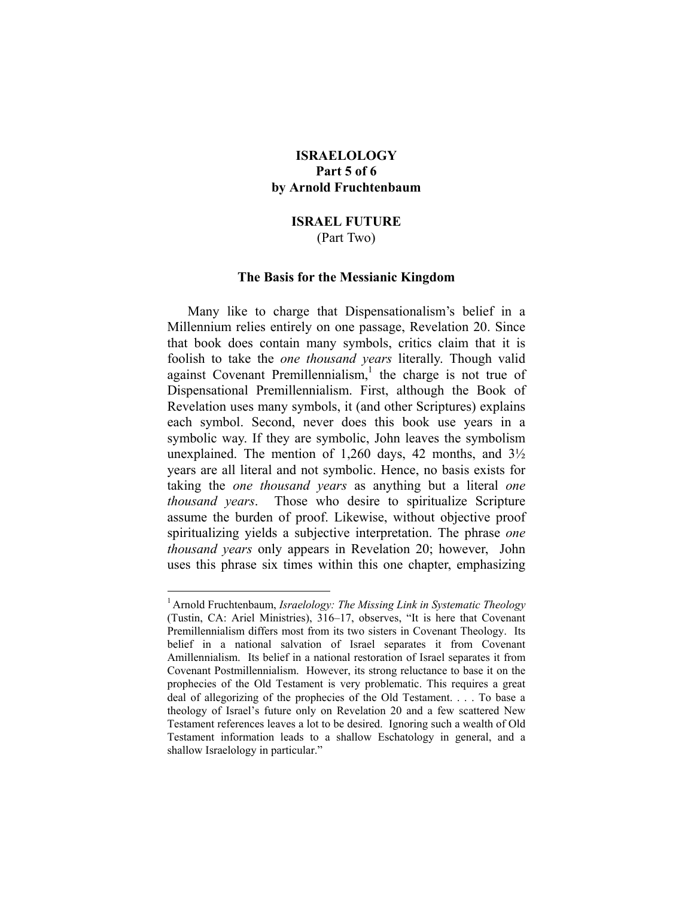# ISRAELOLOGY
## Part 5 of 6
### by Arnold Fruchtenbaum

## ISRAEL FUTURE
(Part Two)

### The Basis for the Messianic Kingdom

Many like to charge that Dispensationalism's belief in a Millennium relies entirely on one passage, Revelation 20. Since that book does contain many symbols, critics claim that it is foolish to take the *one thousand years* literally. Though valid against Covenant Premillennialism,[1] the charge is not true of Dispensational Premillennialism. First, although the Book of Revelation uses many symbols, it (and other Scriptures) explains each symbol. Second, never does this book use years in a symbolic way. If they are symbolic, John leaves the symbolism unexplained. The mention of 1,260 days, 42 months, and 3½ years are all literal and not symbolic. Hence, no basis exists for taking the *one thousand years* as anything but a literal *one thousand years*. Those who desire to spiritualize Scripture assume the burden of proof. Likewise, without objective proof spiritualizing yields a subjective interpretation. The phrase *one thousand years* only appears in Revelation 20; however, John uses this phrase six times within this one chapter, emphasizing

---

[1] Arnold Fruchtenbaum, *Israelology: The Missing Link in Systematic Theology* (Tustin, CA: Ariel Ministries), 316–17, observes, "It is here that Covenant Premillennialism differs most from its two sisters in Covenant Theology. Its belief in a national salvation of Israel separates it from Covenant Amillennialism. Its belief in a national restoration of Israel separates it from Covenant Postmillennialism. However, its strong reluctance to base it on the prophecies of the Old Testament is very problematic. This requires a great deal of allegorizing of the prophecies of the Old Testament. . . . To base a theology of Israel's future only on Revelation 20 and a few scattered New Testament references leaves a lot to be desired. Ignoring such a wealth of Old Testament information leads to a shallow Eschatology in general, and a shallow Israelology in particular."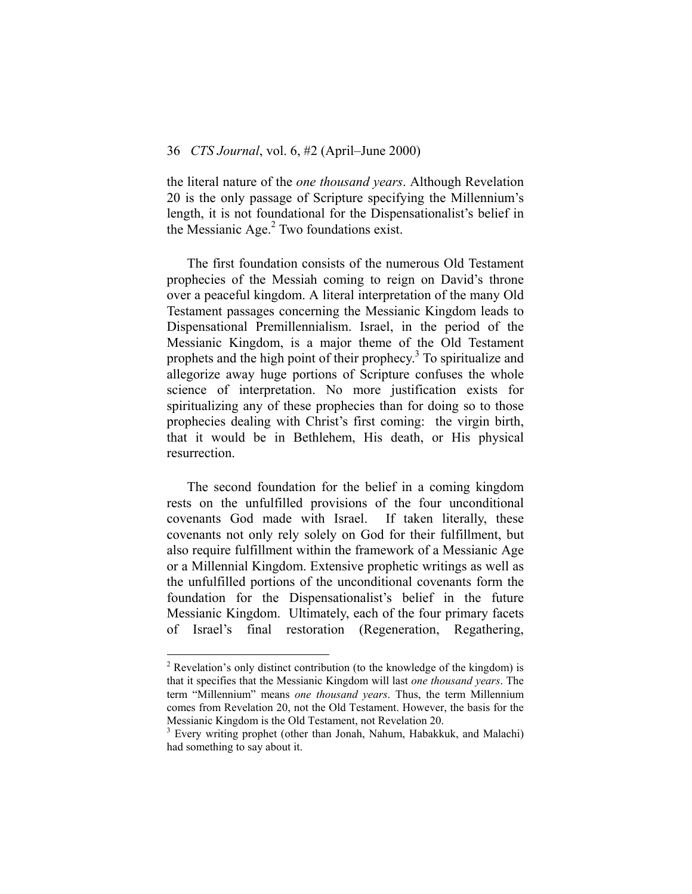the literal nature of the *one thousand years*. Although Revelation 20 is the only passage of Scripture specifying the Millennium's length, it is not foundational for the Dispensationalist's belief in the Messianic Age.[2] Two foundations exist.

The first foundation consists of the numerous Old Testament prophecies of the Messiah coming to reign on David's throne over a peaceful kingdom. A literal interpretation of the many Old Testament passages concerning the Messianic Kingdom leads to Dispensational Premillennialism. Israel, in the period of the Messianic Kingdom, is a major theme of the Old Testament prophets and the high point of their prophecy.[3] To spiritualize and allegorize away huge portions of Scripture confuses the whole science of interpretation. No more justification exists for spiritualizing any of these prophecies than for doing so to those prophecies dealing with Christ's first coming: the virgin birth, that it would be in Bethlehem, His death, or His physical resurrection.

The second foundation for the belief in a coming kingdom rests on the unfulfilled provisions of the four unconditional covenants God made with Israel. If taken literally, these covenants not only rely solely on God for their fulfillment, but also require fulfillment within the framework of a Messianic Age or a Millennial Kingdom. Extensive prophetic writings as well as the unfulfilled portions of the unconditional covenants form the foundation for the Dispensationalist's belief in the future Messianic Kingdom. Ultimately, each of the four primary facets of Israel's final restoration (Regeneration, Regathering,

---

[2] Revelation's only distinct contribution (to the knowledge of the kingdom) is that it specifies that the Messianic Kingdom will last *one thousand years*. The term "Millennium" means *one thousand years*. Thus, the term Millennium comes from Revelation 20, not the Old Testament. However, the basis for the Messianic Kingdom is the Old Testament, not Revelation 20.

[3] Every writing prophet (other than Jonah, Nahum, Habakkuk, and Malachi) had something to say about it.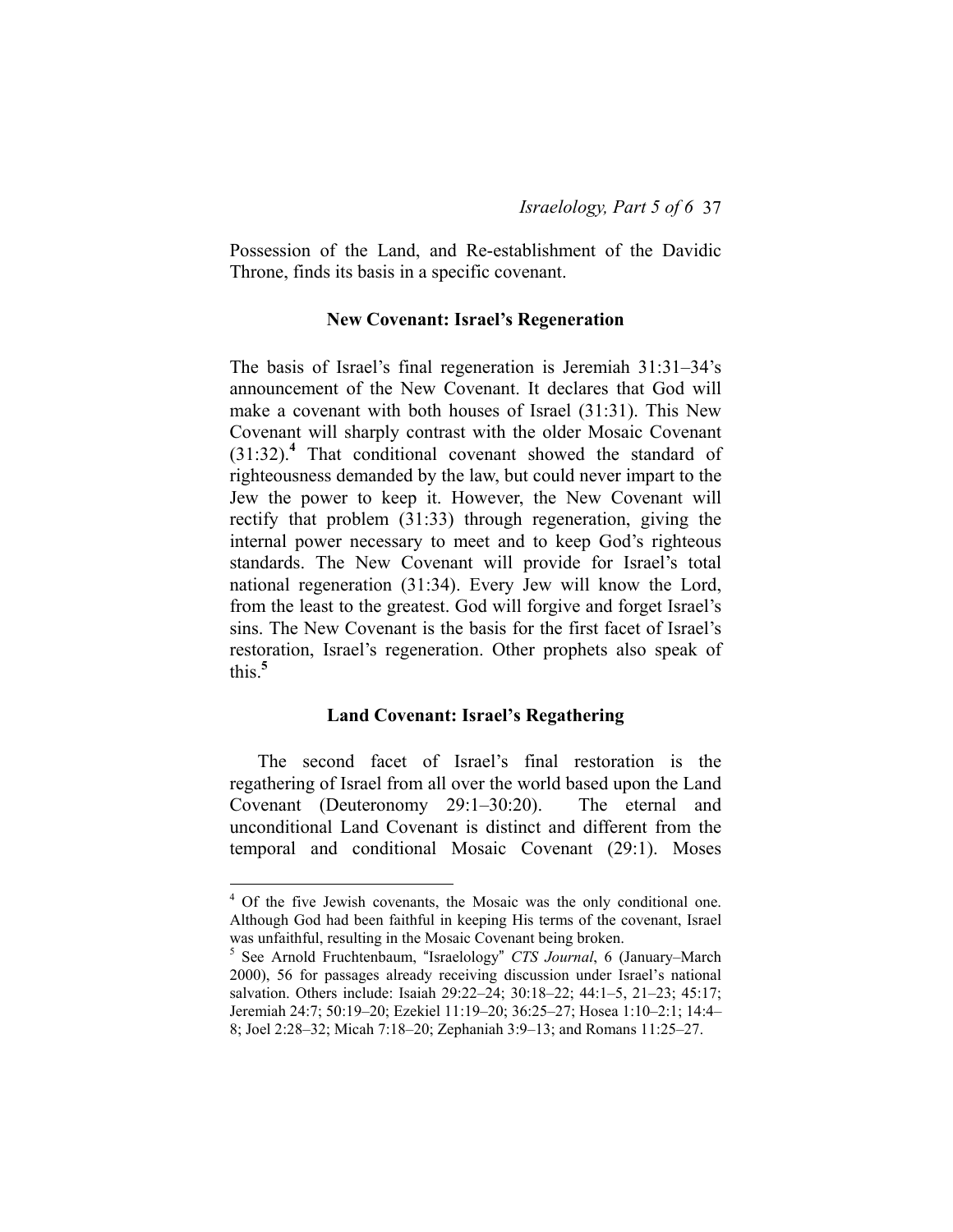Possession of the Land, and Re-establishment of the Davidic Throne, finds its basis in a specific covenant.

### New Covenant: Israel's Regeneration

The basis of Israel's final regeneration is Jeremiah 31:31–34's announcement of the New Covenant. It declares that God will make a covenant with both houses of Israel (31:31). This New Covenant will sharply contrast with the older Mosaic Covenant (31:32).[4] That conditional covenant showed the standard of righteousness demanded by the law, but could never impart to the Jew the power to keep it. However, the New Covenant will rectify that problem (31:33) through regeneration, giving the internal power necessary to meet and to keep God's righteous standards. The New Covenant will provide for Israel's total national regeneration (31:34). Every Jew will know the Lord, from the least to the greatest. God will forgive and forget Israel's sins. The New Covenant is the basis for the first facet of Israel's restoration, Israel's regeneration. Other prophets also speak of this.[5]

### Land Covenant: Israel's Regathering

The second facet of Israel's final restoration is the regathering of Israel from all over the world based upon the Land Covenant (Deuteronomy 29:1–30:20). The eternal and unconditional Land Covenant is distinct and different from the temporal and conditional Mosaic Covenant (29:1). Moses

---

[4] Of the five Jewish covenants, the Mosaic was the only conditional one. Although God had been faithful in keeping His terms of the covenant, Israel was unfaithful, resulting in the Mosaic Covenant being broken.

[5] See Arnold Fruchtenbaum, "Israelology" *CTS Journal*, 6 (January–March 2000), 56 for passages already receiving discussion under Israel's national salvation. Others include: Isaiah 29:22–24; 30:18–22; 44:1–5, 21–23; 45:17; Jeremiah 24:7; 50:19–20; Ezekiel 11:19–20; 36:25–27; Hosea 1:10–2:1; 14:4–8; Joel 2:28–32; Micah 7:18–20; Zephaniah 3:9–13; and Romans 11:25–27.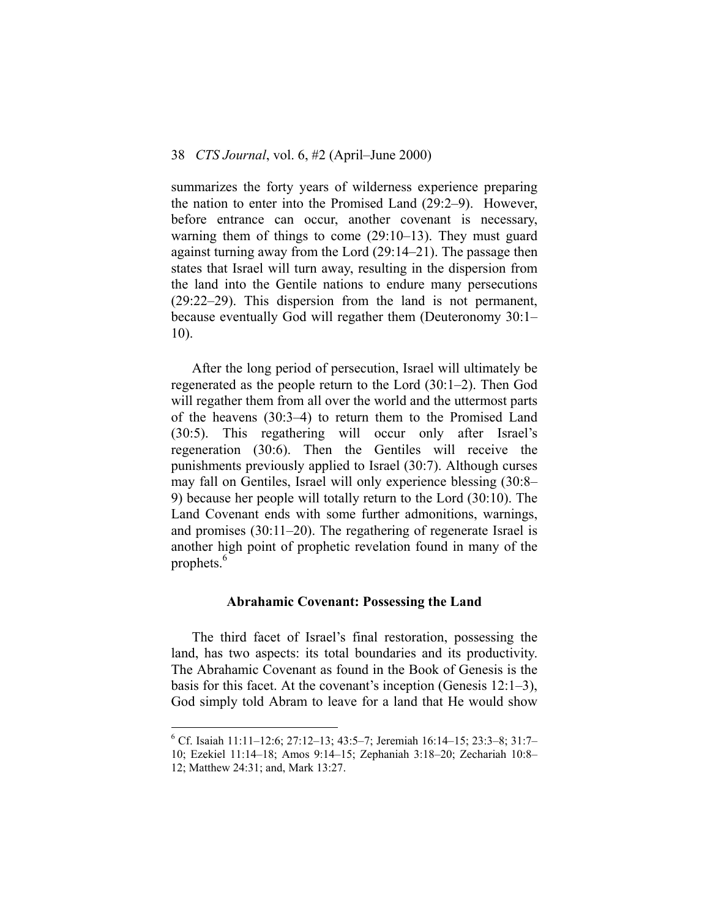summarizes the forty years of wilderness experience preparing the nation to enter into the Promised Land (29:2–9). However, before entrance can occur, another covenant is necessary, warning them of things to come (29:10–13). They must guard against turning away from the Lord (29:14–21). The passage then states that Israel will turn away, resulting in the dispersion from the land into the Gentile nations to endure many persecutions (29:22–29). This dispersion from the land is not permanent, because eventually God will regather them (Deuteronomy 30:1–10).

After the long period of persecution, Israel will ultimately be regenerated as the people return to the Lord (30:1–2). Then God will regather them from all over the world and the uttermost parts of the heavens (30:3–4) to return them to the Promised Land (30:5). This regathering will occur only after Israel's regeneration (30:6). Then the Gentiles will receive the punishments previously applied to Israel (30:7). Although curses may fall on Gentiles, Israel will only experience blessing (30:8–9) because her people will totally return to the Lord (30:10). The Land Covenant ends with some further admonitions, warnings, and promises (30:11–20). The regathering of regenerate Israel is another high point of prophetic revelation found in many of the prophets.[6]

### Abrahamic Covenant: Possessing the Land

The third facet of Israel's final restoration, possessing the land, has two aspects: its total boundaries and its productivity. The Abrahamic Covenant as found in the Book of Genesis is the basis for this facet. At the covenant's inception (Genesis 12:1–3), God simply told Abram to leave for a land that He would show

---

[6] Cf. Isaiah 11:11–12:6; 27:12–13; 43:5–7; Jeremiah 16:14–15; 23:3–8; 31:7–10; Ezekiel 11:14–18; Amos 9:14–15; Zephaniah 3:18–20; Zechariah 10:8–12; Matthew 24:31; and, Mark 13:27.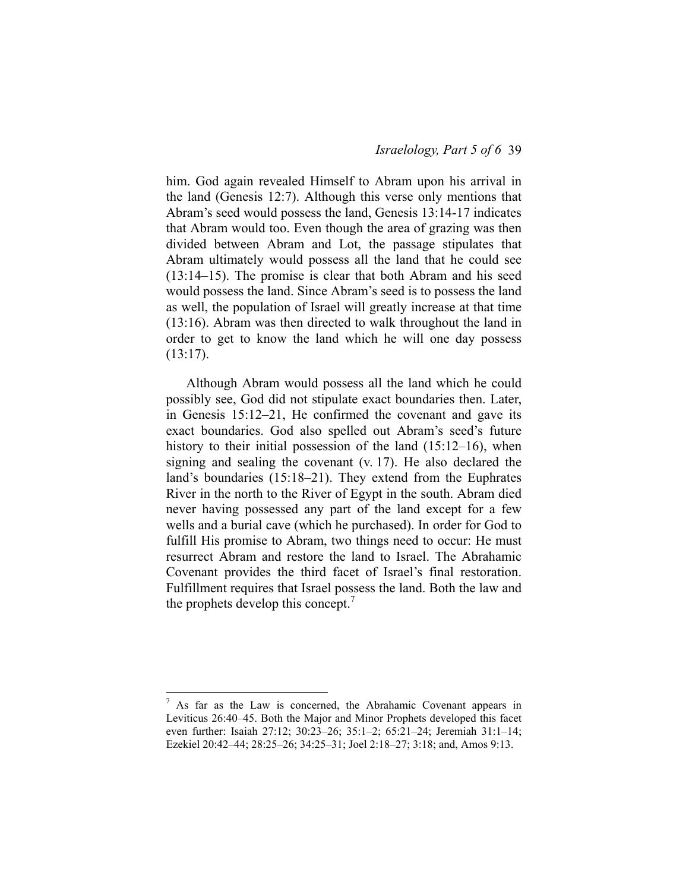him. God again revealed Himself to Abram upon his arrival in the land (Genesis 12:7). Although this verse only mentions that Abram's seed would possess the land, Genesis 13:14-17 indicates that Abram would too. Even though the area of grazing was then divided between Abram and Lot, the passage stipulates that Abram ultimately would possess all the land that he could see (13:14–15). The promise is clear that both Abram and his seed would possess the land. Since Abram's seed is to possess the land as well, the population of Israel will greatly increase at that time (13:16). Abram was then directed to walk throughout the land in order to get to know the land which he will one day possess (13:17).

Although Abram would possess all the land which he could possibly see, God did not stipulate exact boundaries then. Later, in Genesis 15:12–21, He confirmed the covenant and gave its exact boundaries. God also spelled out Abram's seed's future history to their initial possession of the land (15:12–16), when signing and sealing the covenant (v. 17). He also declared the land's boundaries (15:18–21). They extend from the Euphrates River in the north to the River of Egypt in the south. Abram died never having possessed any part of the land except for a few wells and a burial cave (which he purchased). In order for God to fulfill His promise to Abram, two things need to occur: He must resurrect Abram and restore the land to Israel. The Abrahamic Covenant provides the third facet of Israel's final restoration. Fulfillment requires that Israel possess the land. Both the law and the prophets develop this concept.[7]

---

[7] As far as the Law is concerned, the Abrahamic Covenant appears in Leviticus 26:40–45. Both the Major and Minor Prophets developed this facet even further: Isaiah 27:12; 30:23–26; 35:1–2; 65:21–24; Jeremiah 31:1–14; Ezekiel 20:42–44; 28:25–26; 34:25–31; Joel 2:18–27; 3:18; and, Amos 9:13.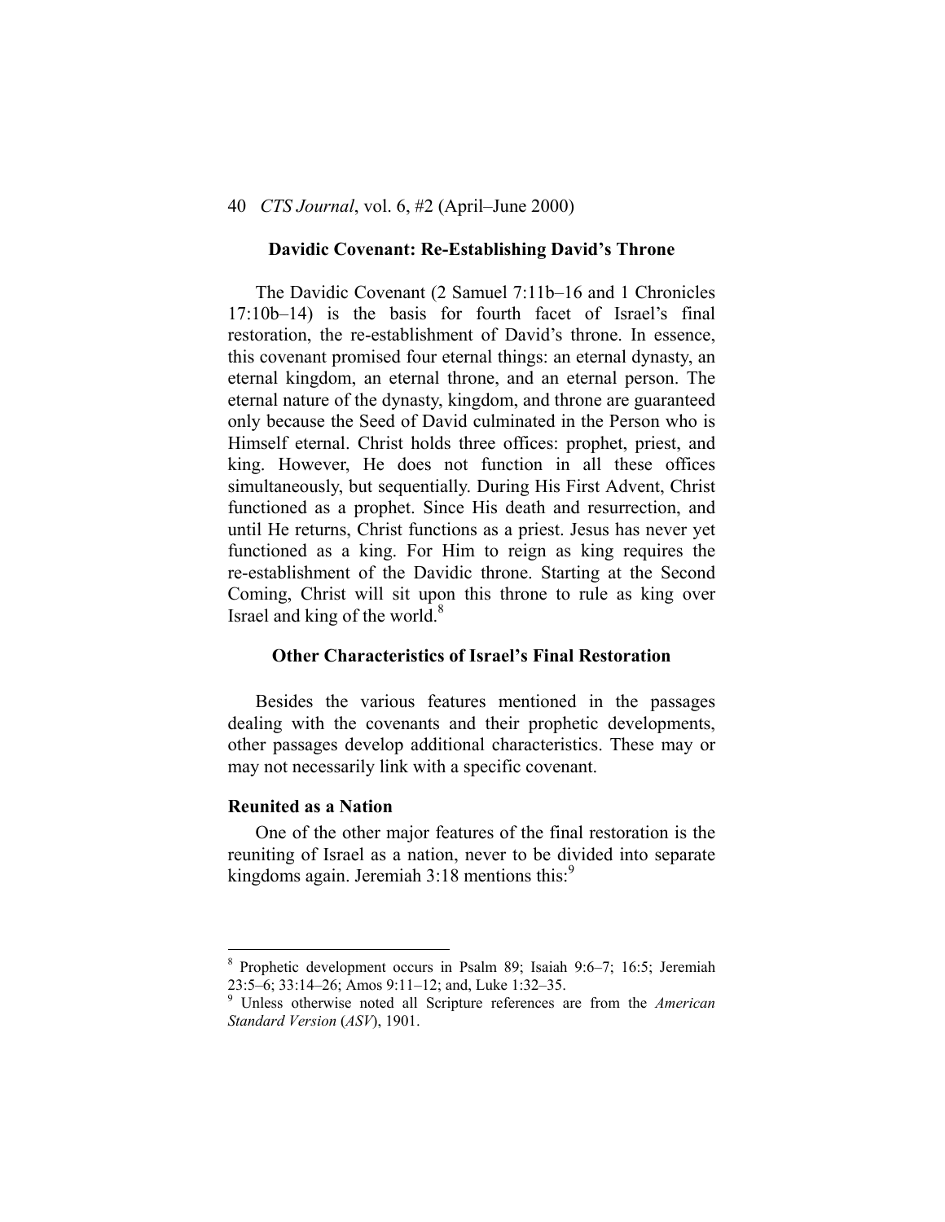## Davidic Covenant: Re-Establishing David's Throne

The Davidic Covenant (2 Samuel 7:11b–16 and 1 Chronicles 17:10b–14) is the basis for fourth facet of Israel's final restoration, the re-establishment of David's throne. In essence, this covenant promised four eternal things: an eternal dynasty, an eternal kingdom, an eternal throne, and an eternal person. The eternal nature of the dynasty, kingdom, and throne are guaranteed only because the Seed of David culminated in the Person who is Himself eternal. Christ holds three offices: prophet, priest, and king. However, He does not function in all these offices simultaneously, but sequentially. During His First Advent, Christ functioned as a prophet. Since His death and resurrection, and until He returns, Christ functions as a priest. Jesus has never yet functioned as a king. For Him to reign as king requires the re-establishment of the Davidic throne. Starting at the Second Coming, Christ will sit upon this throne to rule as king over Israel and king of the world.[8]

## Other Characteristics of Israel's Final Restoration

Besides the various features mentioned in the passages dealing with the covenants and their prophetic developments, other passages develop additional characteristics. These may or may not necessarily link with a specific covenant.

### Reunited as a Nation

One of the other major features of the final restoration is the reuniting of Israel as a nation, never to be divided into separate kingdoms again. Jeremiah 3:18 mentions this:[9]

---

[8] Prophetic development occurs in Psalm 89; Isaiah 9:6–7; 16:5; Jeremiah 23:5–6; 33:14–26; Amos 9:11–12; and, Luke 1:32–35.

[9] Unless otherwise noted all Scripture references are from the *American Standard Version* (*ASV*), 1901.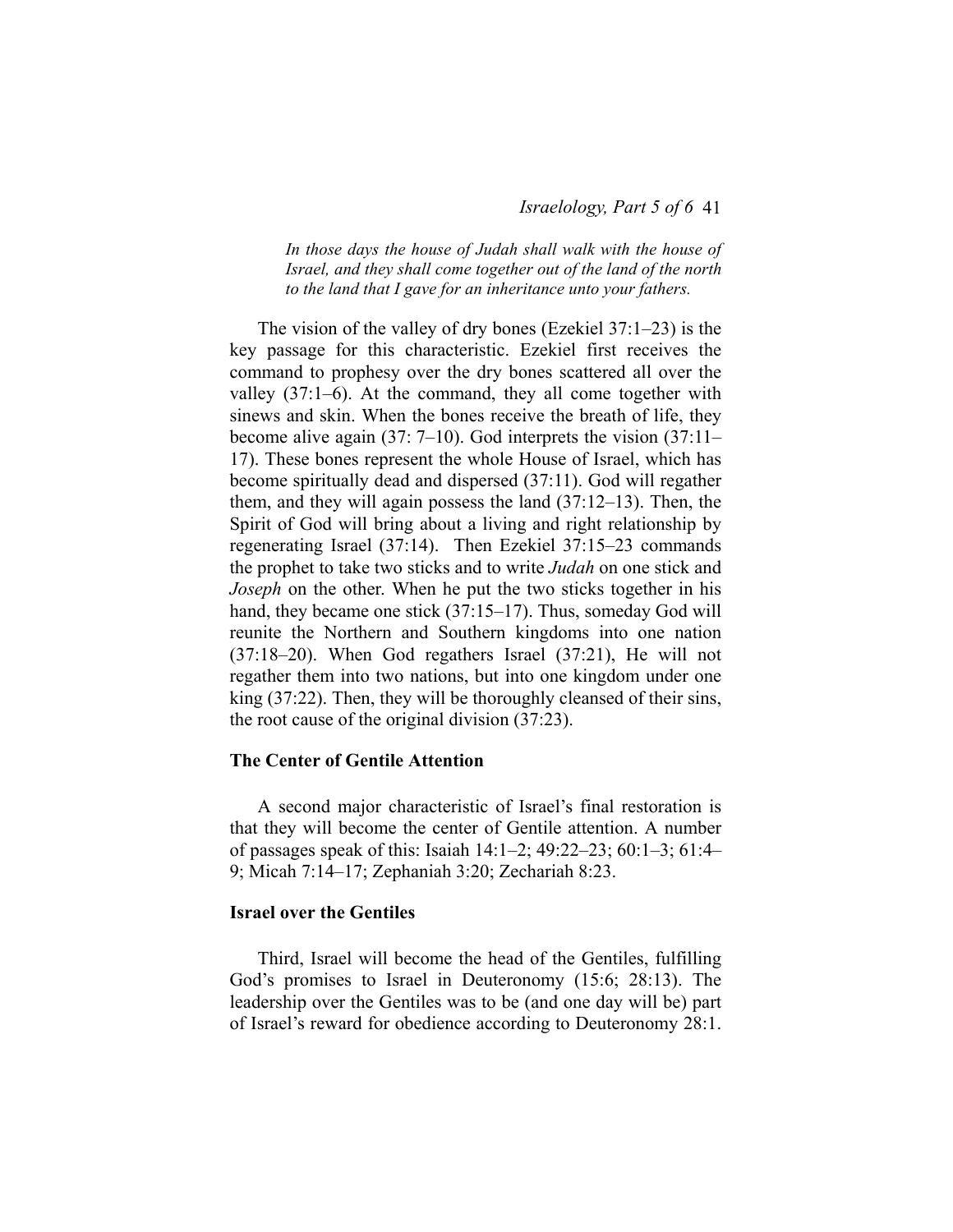> *In those days the house of Judah shall walk with the house of Israel, and they shall come together out of the land of the north to the land that I gave for an inheritance unto your fathers.*

The vision of the valley of dry bones (Ezekiel 37:1–23) is the key passage for this characteristic. Ezekiel first receives the command to prophesy over the dry bones scattered all over the valley (37:1–6). At the command, they all come together with sinews and skin. When the bones receive the breath of life, they become alive again (37: 7–10). God interprets the vision (37:11–17). These bones represent the whole House of Israel, which has become spiritually dead and dispersed (37:11). God will regather them, and they will again possess the land (37:12–13). Then, the Spirit of God will bring about a living and right relationship by regenerating Israel (37:14). Then Ezekiel 37:15–23 commands the prophet to take two sticks and to write *Judah* on one stick and *Joseph* on the other. When he put the two sticks together in his hand, they became one stick (37:15–17). Thus, someday God will reunite the Northern and Southern kingdoms into one nation (37:18–20). When God regathers Israel (37:21), He will not regather them into two nations, but into one kingdom under one king (37:22). Then, they will be thoroughly cleansed of their sins, the root cause of the original division (37:23).

### The Center of Gentile Attention

A second major characteristic of Israel's final restoration is that they will become the center of Gentile attention. A number of passages speak of this: Isaiah 14:1–2; 49:22–23; 60:1–3; 61:4–9; Micah 7:14–17; Zephaniah 3:20; Zechariah 8:23.

### Israel over the Gentiles

Third, Israel will become the head of the Gentiles, fulfilling God's promises to Israel in Deuteronomy (15:6; 28:13). The leadership over the Gentiles was to be (and one day will be) part of Israel's reward for obedience according to Deuteronomy 28:1.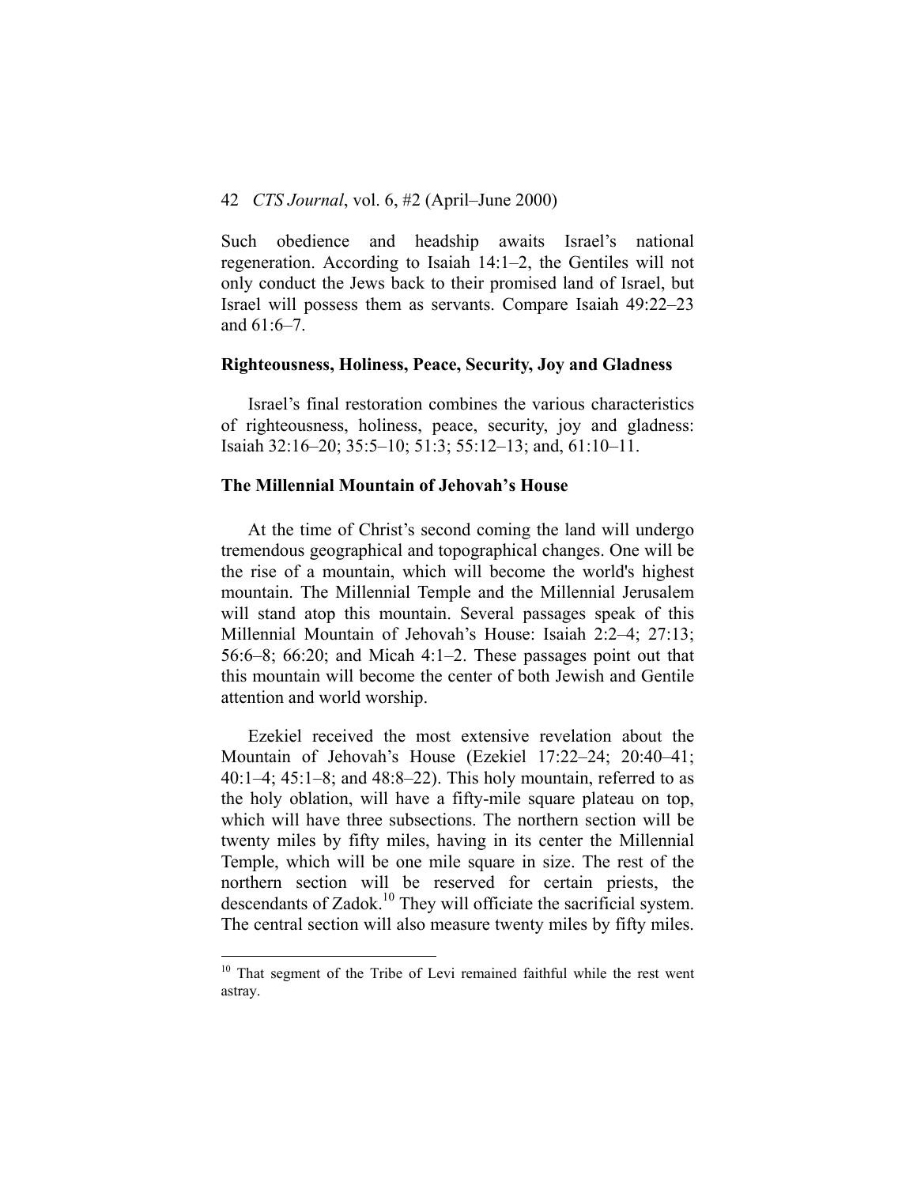Such obedience and headship awaits Israel's national regeneration. According to Isaiah 14:1–2, the Gentiles will not only conduct the Jews back to their promised land of Israel, but Israel will possess them as servants. Compare Isaiah 49:22–23 and 61:6–7.

### Righteousness, Holiness, Peace, Security, Joy and Gladness

Israel's final restoration combines the various characteristics of righteousness, holiness, peace, security, joy and gladness: Isaiah 32:16–20; 35:5–10; 51:3; 55:12–13; and, 61:10–11.

### The Millennial Mountain of Jehovah's House

At the time of Christ's second coming the land will undergo tremendous geographical and topographical changes. One will be the rise of a mountain, which will become the world's highest mountain. The Millennial Temple and the Millennial Jerusalem will stand atop this mountain. Several passages speak of this Millennial Mountain of Jehovah's House: Isaiah 2:2–4; 27:13; 56:6–8; 66:20; and Micah 4:1–2. These passages point out that this mountain will become the center of both Jewish and Gentile attention and world worship.

Ezekiel received the most extensive revelation about the Mountain of Jehovah's House (Ezekiel 17:22–24; 20:40–41; 40:1–4; 45:1–8; and 48:8–22). This holy mountain, referred to as the holy oblation, will have a fifty-mile square plateau on top, which will have three subsections. The northern section will be twenty miles by fifty miles, having in its center the Millennial Temple, which will be one mile square in size. The rest of the northern section will be reserved for certain priests, the descendants of Zadok.[10] They will officiate the sacrificial system. The central section will also measure twenty miles by fifty miles.

---

[10] That segment of the Tribe of Levi remained faithful while the rest went astray.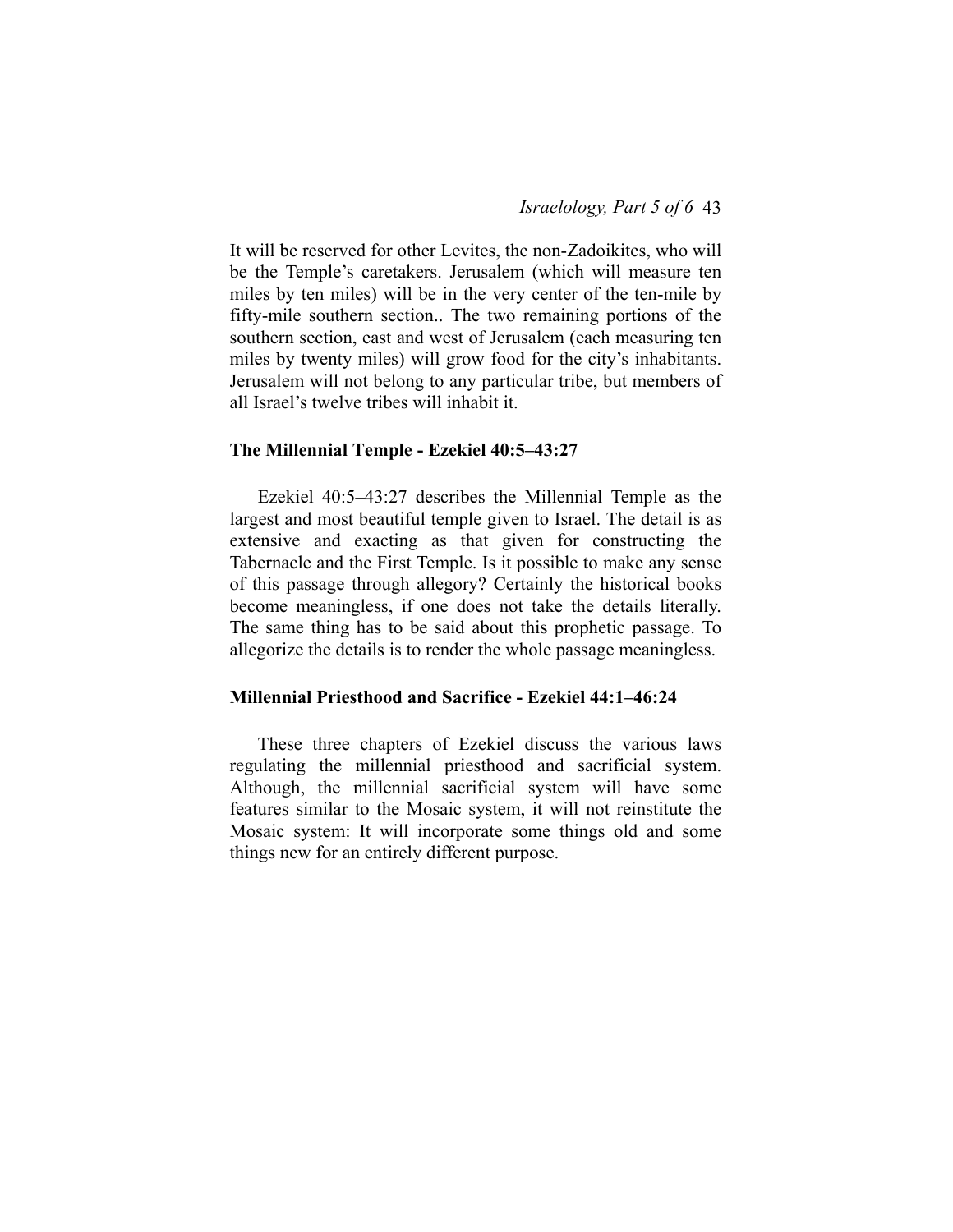It will be reserved for other Levites, the non-Zadoikites, who will be the Temple's caretakers. Jerusalem (which will measure ten miles by ten miles) will be in the very center of the ten-mile by fifty-mile southern section.. The two remaining portions of the southern section, east and west of Jerusalem (each measuring ten miles by twenty miles) will grow food for the city's inhabitants. Jerusalem will not belong to any particular tribe, but members of all Israel's twelve tribes will inhabit it.

### The Millennial Temple - Ezekiel 40:5–43:27

Ezekiel 40:5–43:27 describes the Millennial Temple as the largest and most beautiful temple given to Israel. The detail is as extensive and exacting as that given for constructing the Tabernacle and the First Temple. Is it possible to make any sense of this passage through allegory? Certainly the historical books become meaningless, if one does not take the details literally. The same thing has to be said about this prophetic passage. To allegorize the details is to render the whole passage meaningless.

### Millennial Priesthood and Sacrifice - Ezekiel 44:1–46:24

These three chapters of Ezekiel discuss the various laws regulating the millennial priesthood and sacrificial system. Although, the millennial sacrificial system will have some features similar to the Mosaic system, it will not reinstitute the Mosaic system: It will incorporate some things old and some things new for an entirely different purpose.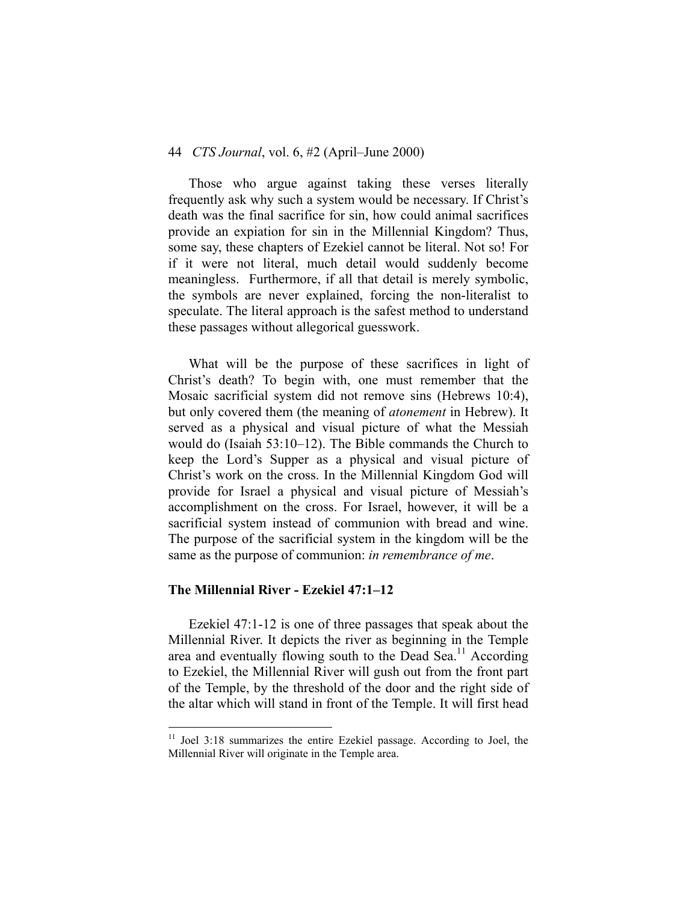Those who argue against taking these verses literally frequently ask why such a system would be necessary. If Christ's death was the final sacrifice for sin, how could animal sacrifices provide an expiation for sin in the Millennial Kingdom? Thus, some say, these chapters of Ezekiel cannot be literal. Not so! For if it were not literal, much detail would suddenly become meaningless. Furthermore, if all that detail is merely symbolic, the symbols are never explained, forcing the non-literalist to speculate. The literal approach is the safest method to understand these passages without allegorical guesswork.

What will be the purpose of these sacrifices in light of Christ's death? To begin with, one must remember that the Mosaic sacrificial system did not remove sins (Hebrews 10:4), but only covered them (the meaning of *atonement* in Hebrew). It served as a physical and visual picture of what the Messiah would do (Isaiah 53:10–12). The Bible commands the Church to keep the Lord's Supper as a physical and visual picture of Christ's work on the cross. In the Millennial Kingdom God will provide for Israel a physical and visual picture of Messiah's accomplishment on the cross. For Israel, however, it will be a sacrificial system instead of communion with bread and wine. The purpose of the sacrificial system in the kingdom will be the same as the purpose of communion: *in remembrance of me*.

### The Millennial River - Ezekiel 47:1–12

Ezekiel 47:1-12 is one of three passages that speak about the Millennial River. It depicts the river as beginning in the Temple area and eventually flowing south to the Dead Sea.[11] According to Ezekiel, the Millennial River will gush out from the front part of the Temple, by the threshold of the door and the right side of the altar which will stand in front of the Temple. It will first head

---

[11] Joel 3:18 summarizes the entire Ezekiel passage. According to Joel, the Millennial River will originate in the Temple area.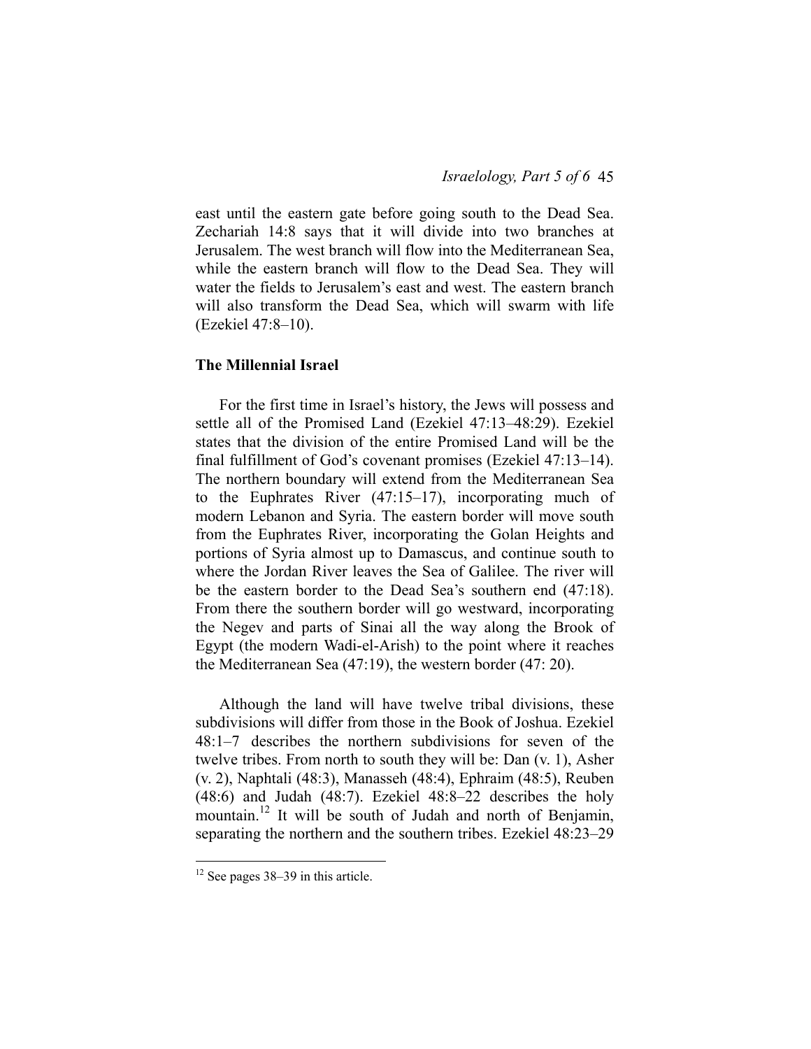east until the eastern gate before going south to the Dead Sea. Zechariah 14:8 says that it will divide into two branches at Jerusalem. The west branch will flow into the Mediterranean Sea, while the eastern branch will flow to the Dead Sea. They will water the fields to Jerusalem's east and west. The eastern branch will also transform the Dead Sea, which will swarm with life (Ezekiel 47:8–10).

### The Millennial Israel

For the first time in Israel's history, the Jews will possess and settle all of the Promised Land (Ezekiel 47:13–48:29). Ezekiel states that the division of the entire Promised Land will be the final fulfillment of God's covenant promises (Ezekiel 47:13–14). The northern boundary will extend from the Mediterranean Sea to the Euphrates River (47:15–17), incorporating much of modern Lebanon and Syria. The eastern border will move south from the Euphrates River, incorporating the Golan Heights and portions of Syria almost up to Damascus, and continue south to where the Jordan River leaves the Sea of Galilee. The river will be the eastern border to the Dead Sea's southern end (47:18). From there the southern border will go westward, incorporating the Negev and parts of Sinai all the way along the Brook of Egypt (the modern Wadi-el-Arish) to the point where it reaches the Mediterranean Sea (47:19), the western border (47: 20).

Although the land will have twelve tribal divisions, these subdivisions will differ from those in the Book of Joshua. Ezekiel 48:1–7 describes the northern subdivisions for seven of the twelve tribes. From north to south they will be: Dan (v. 1), Asher (v. 2), Naphtali (48:3), Manasseh (48:4), Ephraim (48:5), Reuben (48:6) and Judah (48:7). Ezekiel 48:8–22 describes the holy mountain.[12] It will be south of Judah and north of Benjamin, separating the northern and the southern tribes. Ezekiel 48:23–29

[12] See pages 38–39 in this article.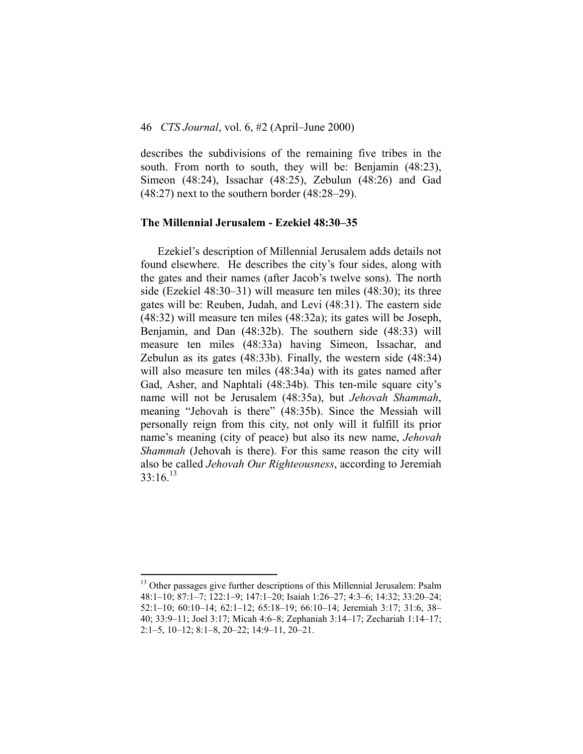describes the subdivisions of the remaining five tribes in the south. From north to south, they will be: Benjamin (48:23), Simeon (48:24), Issachar (48:25), Zebulun (48:26) and Gad (48:27) next to the southern border (48:28–29).

### The Millennial Jerusalem - Ezekiel 48:30–35

Ezekiel's description of Millennial Jerusalem adds details not found elsewhere. He describes the city's four sides, along with the gates and their names (after Jacob's twelve sons). The north side (Ezekiel 48:30–31) will measure ten miles (48:30); its three gates will be: Reuben, Judah, and Levi (48:31). The eastern side (48:32) will measure ten miles (48:32a); its gates will be Joseph, Benjamin, and Dan (48:32b). The southern side (48:33) will measure ten miles (48:33a) having Simeon, Issachar, and Zebulun as its gates (48:33b). Finally, the western side (48:34) will also measure ten miles (48:34a) with its gates named after Gad, Asher, and Naphtali (48:34b). This ten-mile square city's name will not be Jerusalem (48:35a), but *Jehovah Shammah*, meaning "Jehovah is there" (48:35b). Since the Messiah will personally reign from this city, not only will it fulfill its prior name's meaning (city of peace) but also its new name, *Jehovah Shammah* (Jehovah is there). For this same reason the city will also be called *Jehovah Our Righteousness*, according to Jeremiah 33:16.[13]

---

[13] Other passages give further descriptions of this Millennial Jerusalem: Psalm 48:1–10; 87:1–7; 122:1–9; 147:1–20; Isaiah 1:26–27; 4:3–6; 14:32; 33:20–24; 52:1–10; 60:10–14; 62:1–12; 65:18–19; 66:10–14; Jeremiah 3:17; 31:6, 38–40; 33:9–11; Joel 3:17; Micah 4:6–8; Zephaniah 3:14–17; Zechariah 1:14–17; 2:1–5, 10–12; 8:1–8, 20–22; 14:9–11, 20–21.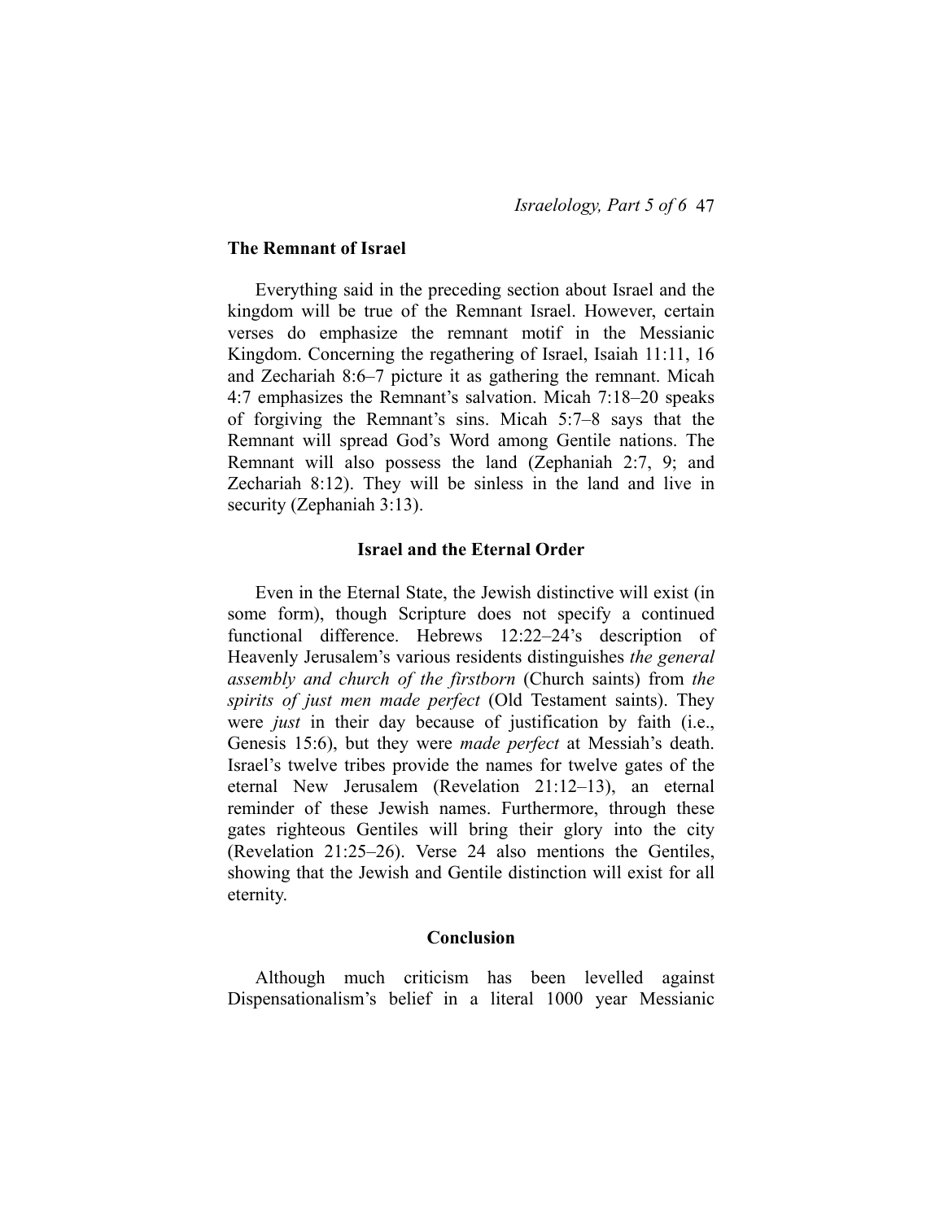### The Remnant of Israel

Everything said in the preceding section about Israel and the kingdom will be true of the Remnant Israel. However, certain verses do emphasize the remnant motif in the Messianic Kingdom. Concerning the regathering of Israel, Isaiah 11:11, 16 and Zechariah 8:6–7 picture it as gathering the remnant. Micah 4:7 emphasizes the Remnant's salvation. Micah 7:18–20 speaks of forgiving the Remnant's sins. Micah 5:7–8 says that the Remnant will spread God's Word among Gentile nations. The Remnant will also possess the land (Zephaniah 2:7, 9; and Zechariah 8:12). They will be sinless in the land and live in security (Zephaniah 3:13).

## Israel and the Eternal Order

Even in the Eternal State, the Jewish distinctive will exist (in some form), though Scripture does not specify a continued functional difference. Hebrews 12:22–24's description of Heavenly Jerusalem's various residents distinguishes *the general assembly and church of the firstborn* (Church saints) from *the spirits of just men made perfect* (Old Testament saints). They were *just* in their day because of justification by faith (i.e., Genesis 15:6), but they were *made perfect* at Messiah's death. Israel's twelve tribes provide the names for twelve gates of the eternal New Jerusalem (Revelation 21:12–13), an eternal reminder of these Jewish names. Furthermore, through these gates righteous Gentiles will bring their glory into the city (Revelation 21:25–26). Verse 24 also mentions the Gentiles, showing that the Jewish and Gentile distinction will exist for all eternity.

## Conclusion

Although much criticism has been levelled against Dispensationalism's belief in a literal 1000 year Messianic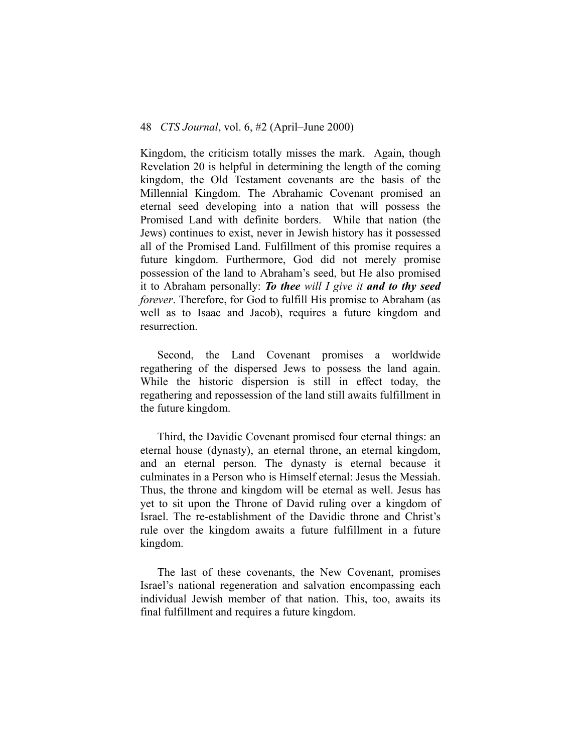Kingdom, the criticism totally misses the mark. Again, though Revelation 20 is helpful in determining the length of the coming kingdom, the Old Testament covenants are the basis of the Millennial Kingdom. The Abrahamic Covenant promised an eternal seed developing into a nation that will possess the Promised Land with definite borders. While that nation (the Jews) continues to exist, never in Jewish history has it possessed all of the Promised Land. Fulfillment of this promise requires a future kingdom. Furthermore, God did not merely promise possession of the land to Abraham's seed, but He also promised it to Abraham personally: ***To thee*** *will I give it* ***and to thy seed*** *forever*. Therefore, for God to fulfill His promise to Abraham (as well as to Isaac and Jacob), requires a future kingdom and resurrection.

Second, the Land Covenant promises a worldwide regathering of the dispersed Jews to possess the land again. While the historic dispersion is still in effect today, the regathering and repossession of the land still awaits fulfillment in the future kingdom.

Third, the Davidic Covenant promised four eternal things: an eternal house (dynasty), an eternal throne, an eternal kingdom, and an eternal person. The dynasty is eternal because it culminates in a Person who is Himself eternal: Jesus the Messiah. Thus, the throne and kingdom will be eternal as well. Jesus has yet to sit upon the Throne of David ruling over a kingdom of Israel. The re-establishment of the Davidic throne and Christ's rule over the kingdom awaits a future fulfillment in a future kingdom.

The last of these covenants, the New Covenant, promises Israel's national regeneration and salvation encompassing each individual Jewish member of that nation. This, too, awaits its final fulfillment and requires a future kingdom.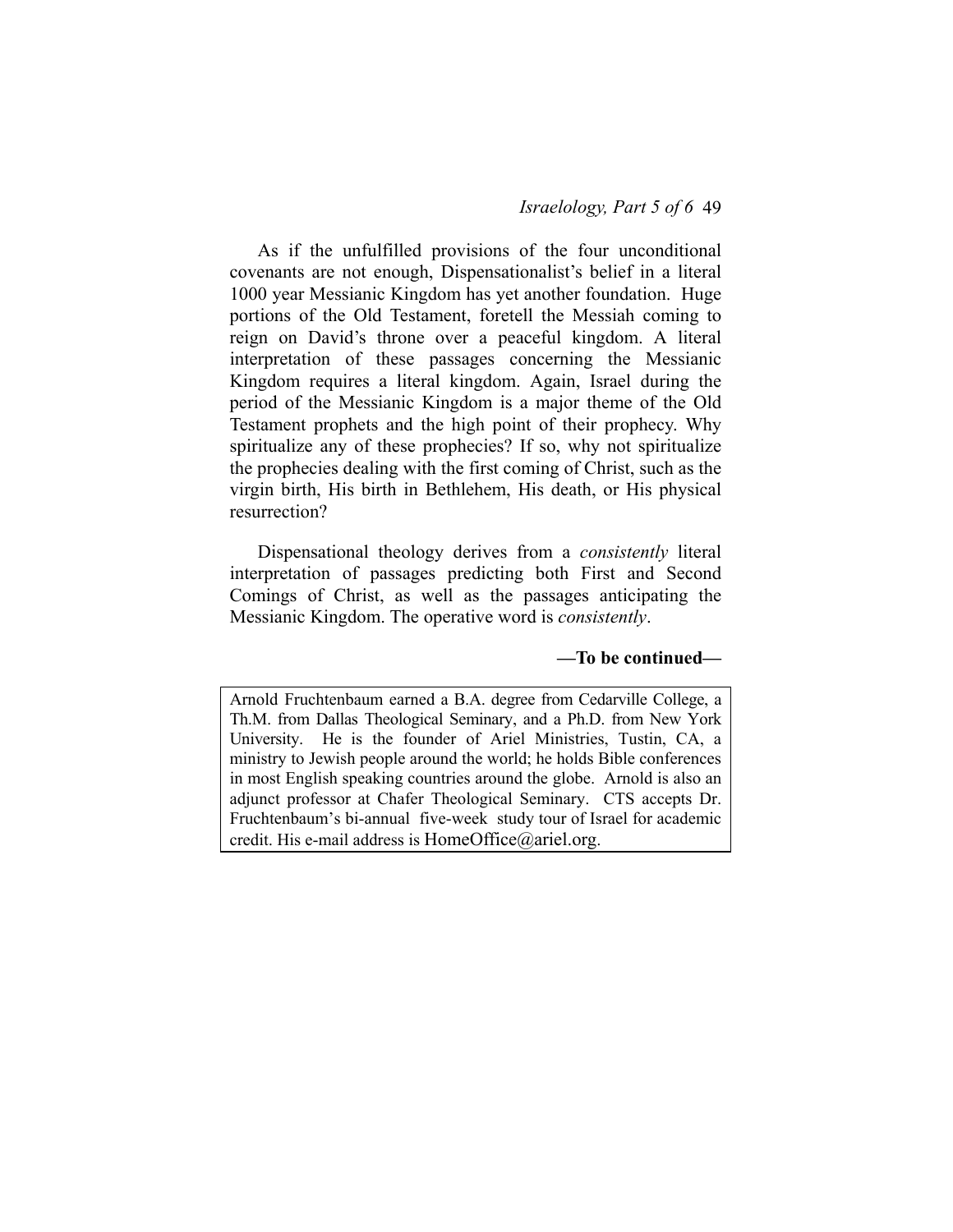As if the unfulfilled provisions of the four unconditional covenants are not enough, Dispensationalist's belief in a literal 1000 year Messianic Kingdom has yet another foundation. Huge portions of the Old Testament, foretell the Messiah coming to reign on David's throne over a peaceful kingdom. A literal interpretation of these passages concerning the Messianic Kingdom requires a literal kingdom. Again, Israel during the period of the Messianic Kingdom is a major theme of the Old Testament prophets and the high point of their prophecy. Why spiritualize any of these prophecies? If so, why not spiritualize the prophecies dealing with the first coming of Christ, such as the virgin birth, His birth in Bethlehem, His death, or His physical resurrection?

Dispensational theology derives from a *consistently* literal interpretation of passages predicting both First and Second Comings of Christ, as well as the passages anticipating the Messianic Kingdom. The operative word is *consistently*.

**—To be continued—**

Arnold Fruchtenbaum earned a B.A. degree from Cedarville College, a Th.M. from Dallas Theological Seminary, and a Ph.D. from New York University. He is the founder of Ariel Ministries, Tustin, CA, a ministry to Jewish people around the world; he holds Bible conferences in most English speaking countries around the globe. Arnold is also an adjunct professor at Chafer Theological Seminary. CTS accepts Dr. Fruchtenbaum's bi-annual five-week study tour of Israel for academic credit. His e-mail address is HomeOffice@ariel.org.